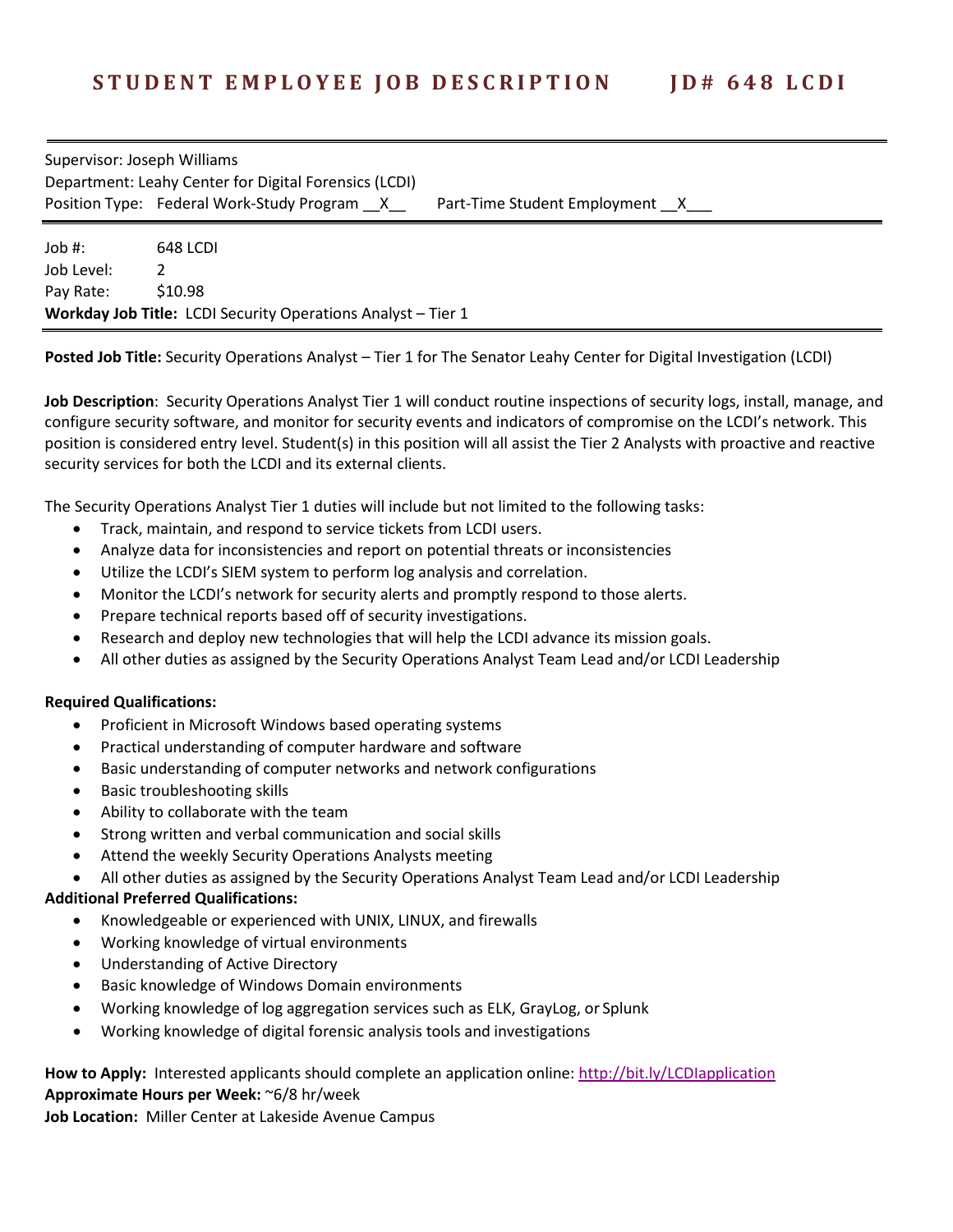# STUDENT EMPLOYEE JOB DESCRIPTION JD# 648 LCDI

Supervisor: Joseph Williams
Department: Leahy Center for Digital Forensics (LCDI)
Position Type: Federal Work-Study Program __X__ Part-Time Student Employment __X___

Job #: 648 LCDI
Job Level: 2
Pay Rate: $10.98
**Workday Job Title:** LCDI Security Operations Analyst – Tier 1

**Posted Job Title:** Security Operations Analyst – Tier 1 for The Senator Leahy Center for Digital Investigation (LCDI)

**Job Description**: Security Operations Analyst Tier 1 will conduct routine inspections of security logs, install, manage, and configure security software, and monitor for security events and indicators of compromise on the LCDI's network. This position is considered entry level. Student(s) in this position will all assist the Tier 2 Analysts with proactive and reactive security services for both the LCDI and its external clients.

The Security Operations Analyst Tier 1 duties will include but not limited to the following tasks:

- Track, maintain, and respond to service tickets from LCDI users.
- Analyze data for inconsistencies and report on potential threats or inconsistencies
- Utilize the LCDI's SIEM system to perform log analysis and correlation.
- Monitor the LCDI's network for security alerts and promptly respond to those alerts.
- Prepare technical reports based off of security investigations.
- Research and deploy new technologies that will help the LCDI advance its mission goals.
- All other duties as assigned by the Security Operations Analyst Team Lead and/or LCDI Leadership

**Required Qualifications:**

- Proficient in Microsoft Windows based operating systems
- Practical understanding of computer hardware and software
- Basic understanding of computer networks and network configurations
- Basic troubleshooting skills
- Ability to collaborate with the team
- Strong written and verbal communication and social skills
- Attend the weekly Security Operations Analysts meeting
- All other duties as assigned by the Security Operations Analyst Team Lead and/or LCDI Leadership

**Additional Preferred Qualifications:**

- Knowledgeable or experienced with UNIX, LINUX, and firewalls
- Working knowledge of virtual environments
- Understanding of Active Directory
- Basic knowledge of Windows Domain environments
- Working knowledge of log aggregation services such as ELK, GrayLog, or Splunk
- Working knowledge of digital forensic analysis tools and investigations

**How to Apply:** Interested applicants should complete an application online: http://bit.ly/LCDIapplication
**Approximate Hours per Week:** ~6/8 hr/week
**Job Location:** Miller Center at Lakeside Avenue Campus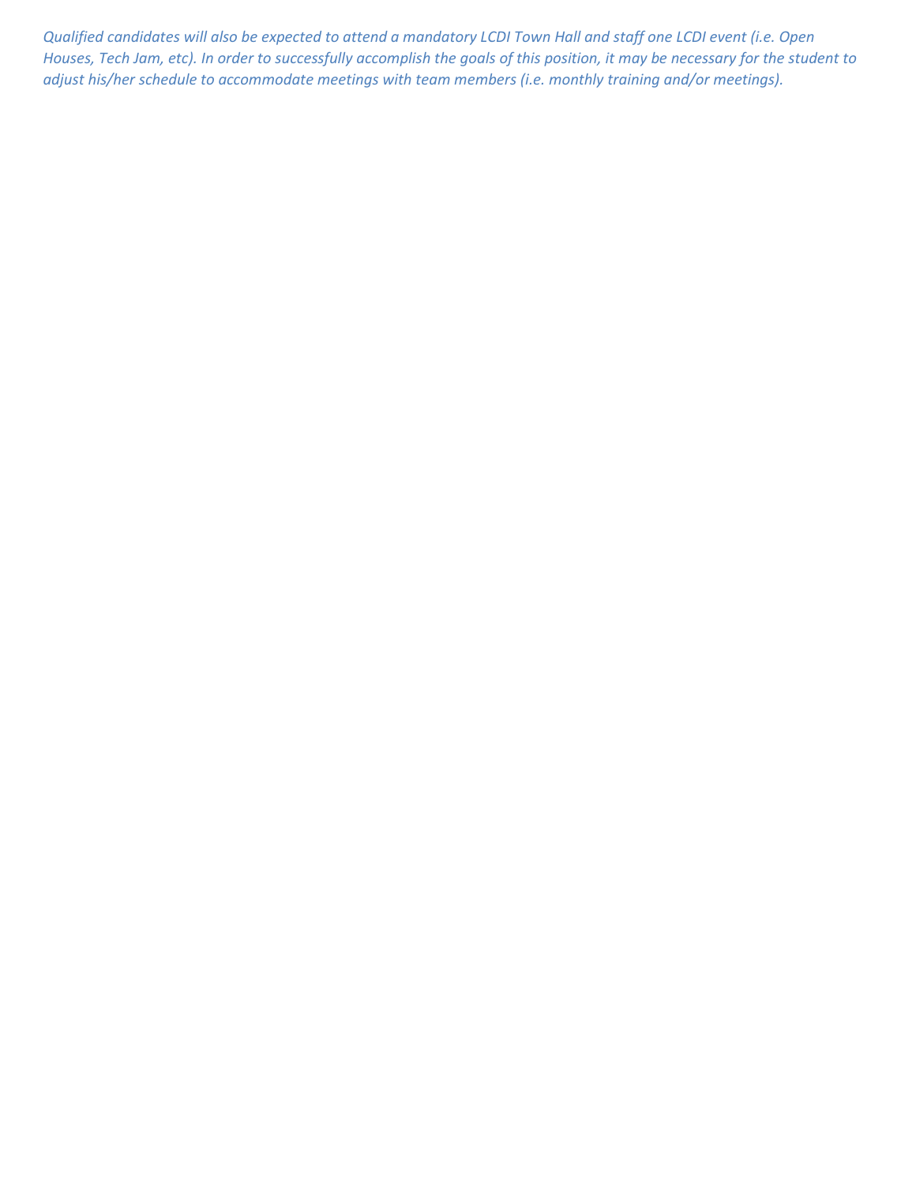*Qualified candidates will also be expected to attend a mandatory LCDI Town Hall and staff one LCDI event (i.e. Open Houses, Tech Jam, etc). In order to successfully accomplish the goals of this position, it may be necessary for the student to adjust his/her schedule to accommodate meetings with team members (i.e. monthly training and/or meetings).*